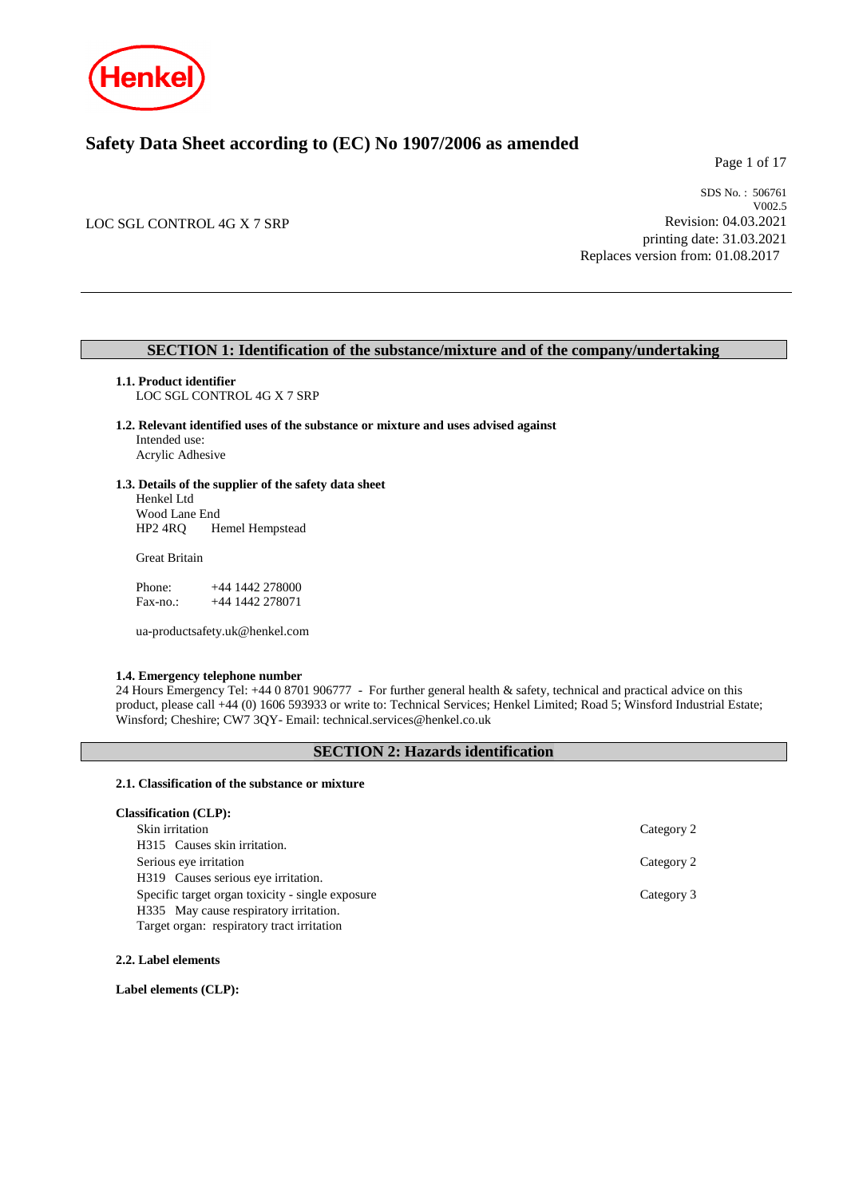# Safety Data Sheet according to (EC) No 1907/2006 as amended

SDS No. : 506761
V002.5

LOC SGL CONTROL 4G X 7 SRP

Revision: 04.03.2021
printing date: 31.03.2021
Replaces version from: 01.08.2017

## SECTION 1: Identification of the substance/mixture and of the company/undertaking

**1.1. Product identifier**
LOC SGL CONTROL 4G X 7 SRP

**1.2. Relevant identified uses of the substance or mixture and uses advised against**
Intended use:
Acrylic Adhesive

**1.3. Details of the supplier of the safety data sheet**
Henkel Ltd
Wood Lane End
HP2 4RQ Hemel Hempstead

Great Britain

Phone: +44 1442 278000
Fax-no.: +44 1442 278071

ua-productsafety.uk@henkel.com

**1.4. Emergency telephone number**
24 Hours Emergency Tel: +44 0 8701 906777 - For further general health & safety, technical and practical advice on this product, please call +44 (0) 1606 593933 or write to: Technical Services; Henkel Limited; Road 5; Winsford Industrial Estate; Winsford; Cheshire; CW7 3QY- Email: technical.services@henkel.co.uk

## SECTION 2: Hazards identification

**2.1. Classification of the substance or mixture**

**Classification (CLP):**

| Classification | Category |
|---|---|
| Skin irritation<br>H315 Causes skin irritation. | Category 2 |
| Serious eye irritation<br>H319 Causes serious eye irritation. | Category 2 |
| Specific target organ toxicity - single exposure<br>H335 May cause respiratory irritation.<br>Target organ: respiratory tract irritation | Category 3 |

**2.2. Label elements**

**Label elements (CLP):**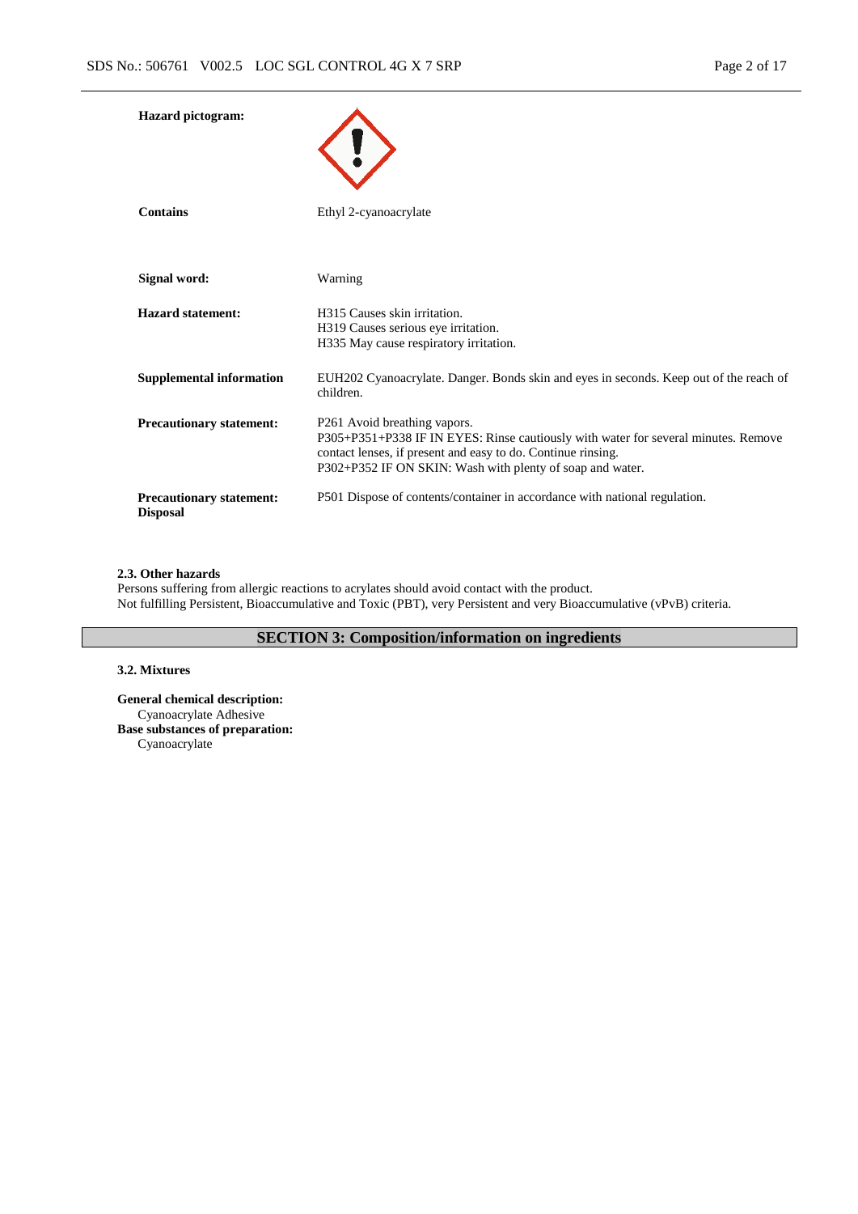| | |
|---|---|
| **Hazard pictogram:** | |
| **Contains** | Ethyl 2-cyanoacrylate |
| **Signal word:** | Warning |
| **Hazard statement:** | H315 Causes skin irritation.<br>H319 Causes serious eye irritation.<br>H335 May cause respiratory irritation. |
| **Supplemental information** | EUH202 Cyanoacrylate. Danger. Bonds skin and eyes in seconds. Keep out of the reach of children. |
| **Precautionary statement:** | P261 Avoid breathing vapors.<br>P305+P351+P338 IF IN EYES: Rinse cautiously with water for several minutes. Remove contact lenses, if present and easy to do. Continue rinsing.<br>P302+P352 IF ON SKIN: Wash with plenty of soap and water. |
| **Precautionary statement: Disposal** | P501 Dispose of contents/container in accordance with national regulation. |

### 2.3. Other hazards

Persons suffering from allergic reactions to acrylates should avoid contact with the product.
Not fulfilling Persistent, Bioaccumulative and Toxic (PBT), very Persistent and very Bioaccumulative (vPvB) criteria.

## SECTION 3: Composition/information on ingredients

### 3.2. Mixtures

**General chemical description:**
Cyanoacrylate Adhesive

**Base substances of preparation:**
Cyanoacrylate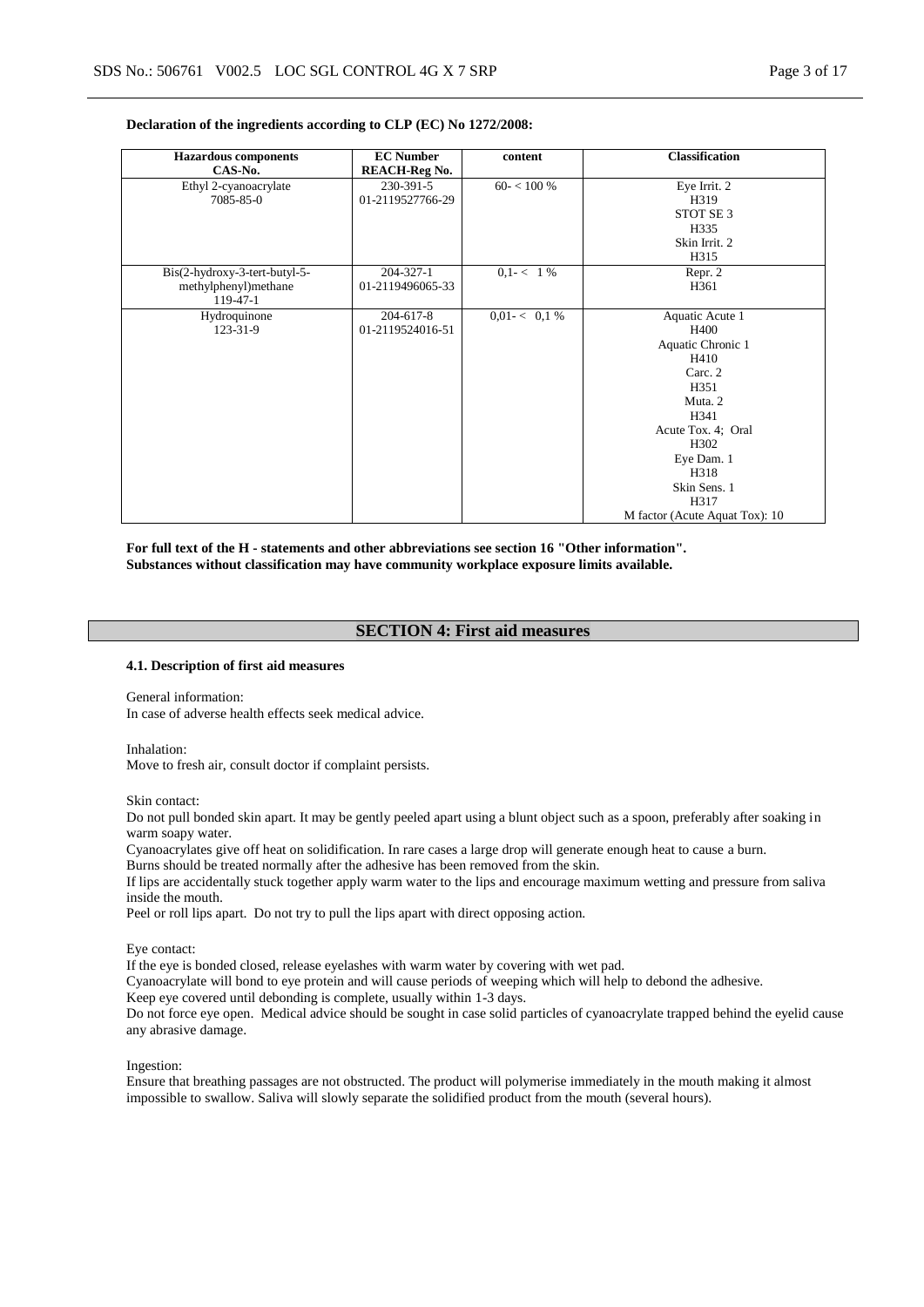**Declaration of the ingredients according to CLP (EC) No 1272/2008:**

| Hazardous components<br>CAS-No. | EC Number<br>REACH-Reg No. | content | Classification |
|---|---|---|---|
| Ethyl 2-cyanoacrylate<br>7085-85-0 | 230-391-5<br>01-2119527766-29 | 60- < 100 % | Eye Irrit. 2<br>H319<br>STOT SE 3<br>H335<br>Skin Irrit. 2<br>H315 |
| Bis(2-hydroxy-3-tert-butyl-5-methylphenyl)methane<br>119-47-1 | 204-327-1<br>01-2119496065-33 | 0,1- < 1 % | Repr. 2<br>H361 |
| Hydroquinone<br>123-31-9 | 204-617-8<br>01-2119524016-51 | 0,01- < 0,1 % | Aquatic Acute 1<br>H400<br>Aquatic Chronic 1<br>H410<br>Carc. 2<br>H351<br>Muta. 2<br>H341<br>Acute Tox. 4; Oral<br>H302<br>Eye Dam. 1<br>H318<br>Skin Sens. 1<br>H317<br>M factor (Acute Aquat Tox): 10 |

**For full text of the H - statements and other abbreviations see section 16 "Other information".**
**Substances without classification may have community workplace exposure limits available.**

## SECTION 4: First aid measures

### 4.1. Description of first aid measures

General information:
In case of adverse health effects seek medical advice.

Inhalation:
Move to fresh air, consult doctor if complaint persists.

Skin contact:
Do not pull bonded skin apart. It may be gently peeled apart using a blunt object such as a spoon, preferably after soaking in warm soapy water.
Cyanoacrylates give off heat on solidification. In rare cases a large drop will generate enough heat to cause a burn.
Burns should be treated normally after the adhesive has been removed from the skin.
If lips are accidentally stuck together apply warm water to the lips and encourage maximum wetting and pressure from saliva inside the mouth.
Peel or roll lips apart. Do not try to pull the lips apart with direct opposing action.

Eye contact:
If the eye is bonded closed, release eyelashes with warm water by covering with wet pad.
Cyanoacrylate will bond to eye protein and will cause periods of weeping which will help to debond the adhesive.
Keep eye covered until debonding is complete, usually within 1-3 days.
Do not force eye open. Medical advice should be sought in case solid particles of cyanoacrylate trapped behind the eyelid cause any abrasive damage.

Ingestion:
Ensure that breathing passages are not obstructed. The product will polymerise immediately in the mouth making it almost impossible to swallow. Saliva will slowly separate the solidified product from the mouth (several hours).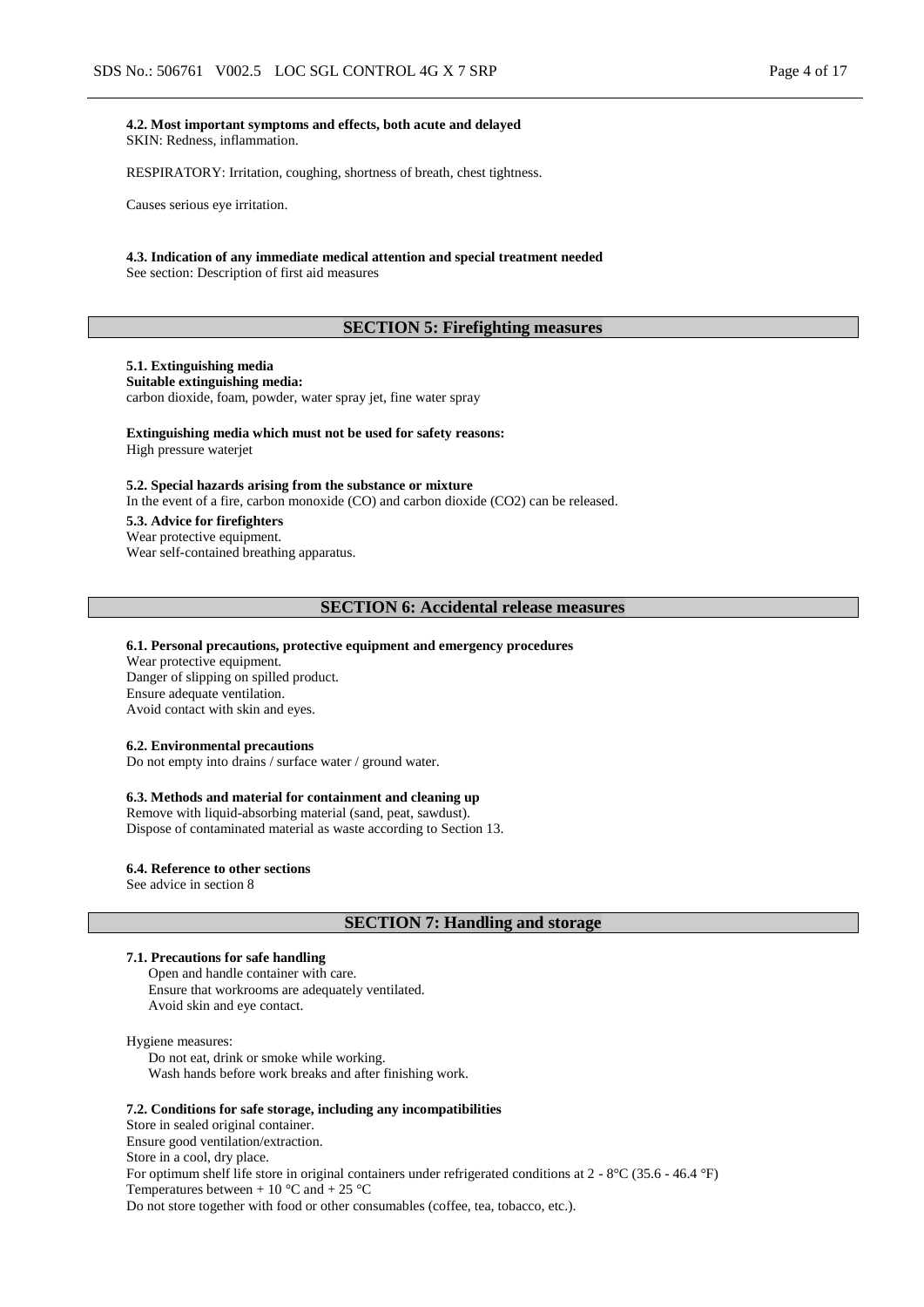**4.2. Most important symptoms and effects, both acute and delayed**
SKIN: Redness, inflammation.

RESPIRATORY: Irritation, coughing, shortness of breath, chest tightness.

Causes serious eye irritation.

**4.3. Indication of any immediate medical attention and special treatment needed**
See section: Description of first aid measures

## SECTION 5: Firefighting measures

**5.1. Extinguishing media**
**Suitable extinguishing media:**
carbon dioxide, foam, powder, water spray jet, fine water spray

**Extinguishing media which must not be used for safety reasons:**
High pressure waterjet

**5.2. Special hazards arising from the substance or mixture**
In the event of a fire, carbon monoxide (CO) and carbon dioxide ($CO_2$) can be released.

**5.3. Advice for firefighters**
Wear protective equipment.
Wear self-contained breathing apparatus.

## SECTION 6: Accidental release measures

**6.1. Personal precautions, protective equipment and emergency procedures**
Wear protective equipment.
Danger of slipping on spilled product.
Ensure adequate ventilation.
Avoid contact with skin and eyes.

**6.2. Environmental precautions**
Do not empty into drains / surface water / ground water.

**6.3. Methods and material for containment and cleaning up**
Remove with liquid-absorbing material (sand, peat, sawdust).
Dispose of contaminated material as waste according to Section 13.

**6.4. Reference to other sections**
See advice in section 8

## SECTION 7: Handling and storage

**7.1. Precautions for safe handling**
Open and handle container with care.
Ensure that workrooms are adequately ventilated.
Avoid skin and eye contact.

Hygiene measures:
Do not eat, drink or smoke while working.
Wash hands before work breaks and after finishing work.

**7.2. Conditions for safe storage, including any incompatibilities**
Store in sealed original container.
Ensure good ventilation/extraction.
Store in a cool, dry place.
For optimum shelf life store in original containers under refrigerated conditions at 2 - 8°C (35.6 - 46.4 °F)
Temperatures between + 10 °C and + 25 °C
Do not store together with food or other consumables (coffee, tea, tobacco, etc.).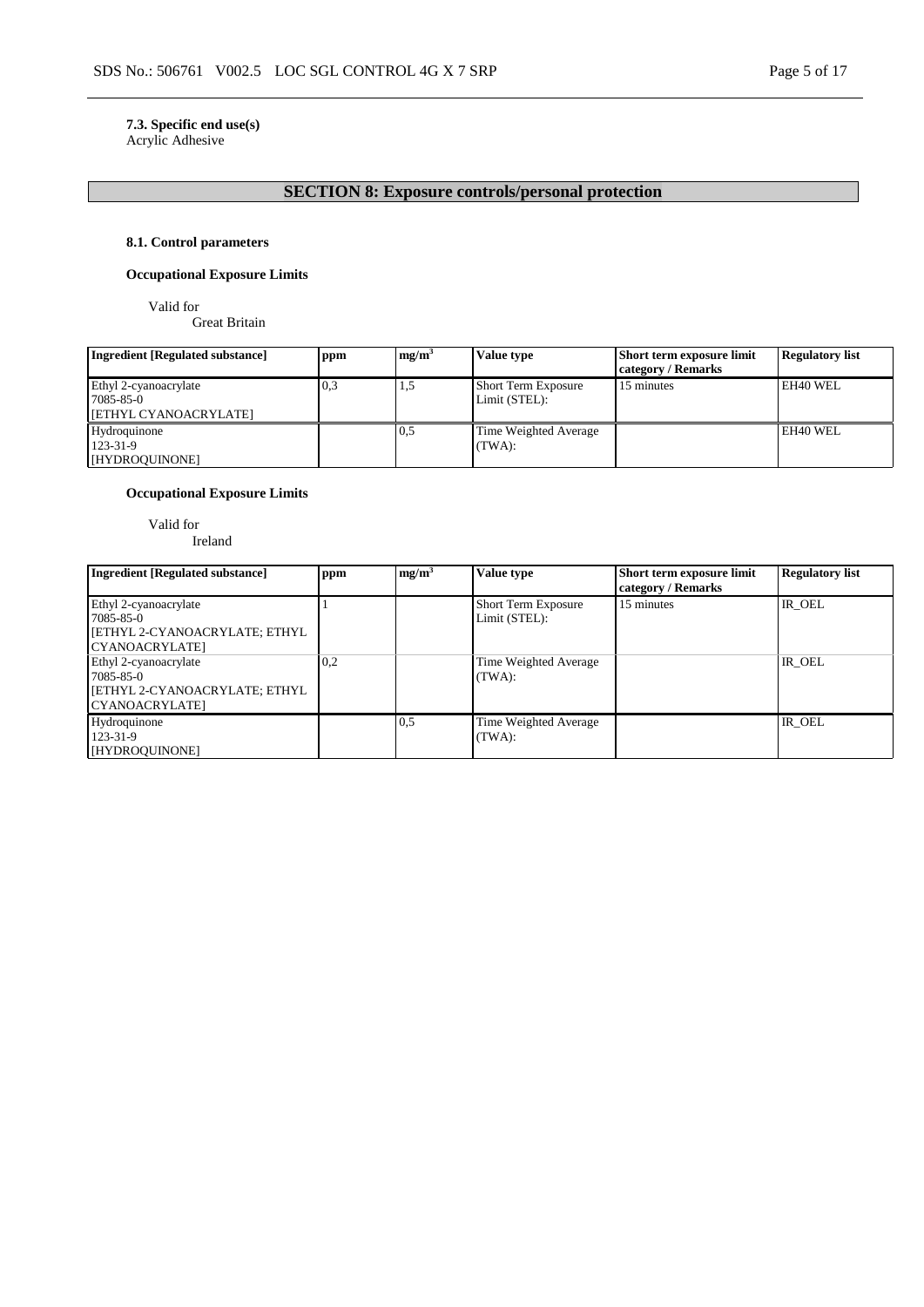**7.3. Specific end use(s)**
Acrylic Adhesive

## SECTION 8: Exposure controls/personal protection

### 8.1. Control parameters

**Occupational Exposure Limits**

Valid for
Great Britain

| Ingredient [Regulated substance] | ppm | mg/m$^3$ | Value type | Short term exposure limit category / Remarks | Regulatory list |
|---|---|---|---|---|---|
| Ethyl 2-cyanoacrylate 7085-85-0 [ETHYL CYANOACRYLATE] | 0,3 | 1,5 | Short Term Exposure Limit (STEL): | 15 minutes | EH40 WEL |
| Hydroquinone 123-31-9 [HYDROQUINONE] | | 0,5 | Time Weighted Average (TWA): | | EH40 WEL |

**Occupational Exposure Limits**

Valid for
Ireland

| Ingredient [Regulated substance] | ppm | mg/m$^3$ | Value type | Short term exposure limit category / Remarks | Regulatory list |
|---|---|---|---|---|---|
| Ethyl 2-cyanoacrylate 7085-85-0 [ETHYL 2-CYANOACRYLATE; ETHYL CYANOACRYLATE] | 1 | | Short Term Exposure Limit (STEL): | 15 minutes | IR_OEL |
| Ethyl 2-cyanoacrylate 7085-85-0 [ETHYL 2-CYANOACRYLATE; ETHYL CYANOACRYLATE] | 0,2 | | Time Weighted Average (TWA): | | IR_OEL |
| Hydroquinone 123-31-9 [HYDROQUINONE] | | 0,5 | Time Weighted Average (TWA): | | IR_OEL |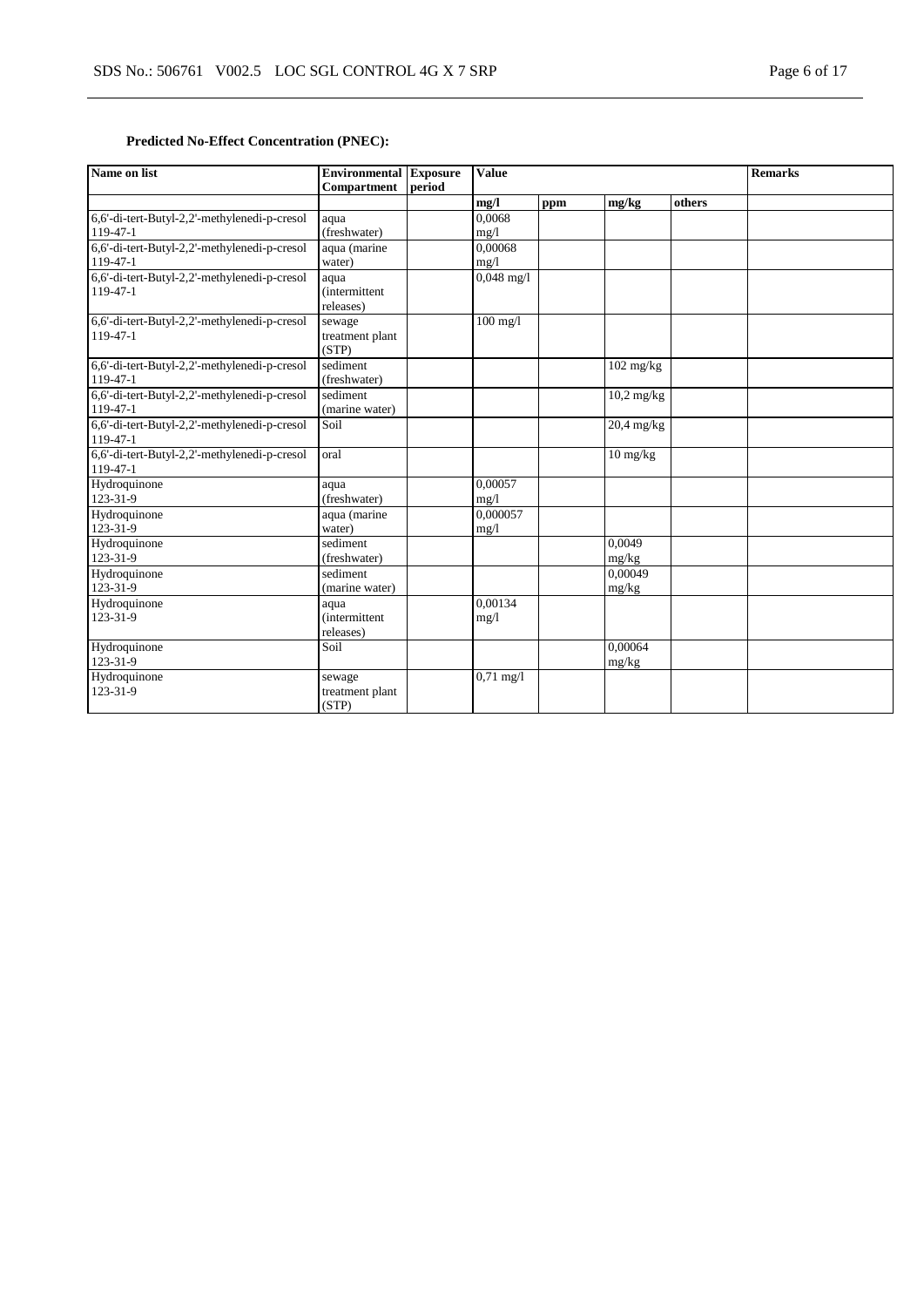**Predicted No-Effect Concentration (PNEC):**

| Name on list | Environmental Compartment | Exposure period | Value | | | | Remarks |
|---|---|---|---|---|---|---|---|
| | | | mg/l | ppm | mg/kg | others | |
| 6,6'-di-tert-Butyl-2,2'-methylenedi-p-cresol 119-47-1 | aqua (freshwater) | | 0,0068 mg/l | | | | |
| 6,6'-di-tert-Butyl-2,2'-methylenedi-p-cresol 119-47-1 | aqua (marine water) | | 0,00068 mg/l | | | | |
| 6,6'-di-tert-Butyl-2,2'-methylenedi-p-cresol 119-47-1 | aqua (intermittent releases) | | 0,048 mg/l | | | | |
| 6,6'-di-tert-Butyl-2,2'-methylenedi-p-cresol 119-47-1 | sewage treatment plant (STP) | | 100 mg/l | | | | |
| 6,6'-di-tert-Butyl-2,2'-methylenedi-p-cresol 119-47-1 | sediment (freshwater) | | | | 102 mg/kg | | |
| 6,6'-di-tert-Butyl-2,2'-methylenedi-p-cresol 119-47-1 | sediment (marine water) | | | | 10,2 mg/kg | | |
| 6,6'-di-tert-Butyl-2,2'-methylenedi-p-cresol 119-47-1 | Soil | | | | 20,4 mg/kg | | |
| 6,6'-di-tert-Butyl-2,2'-methylenedi-p-cresol 119-47-1 | oral | | | | 10 mg/kg | | |
| Hydroquinone 123-31-9 | aqua (freshwater) | | 0,00057 mg/l | | | | |
| Hydroquinone 123-31-9 | aqua (marine water) | | 0,000057 mg/l | | | | |
| Hydroquinone 123-31-9 | sediment (freshwater) | | | | 0,0049 mg/kg | | |
| Hydroquinone 123-31-9 | sediment (marine water) | | | | 0,00049 mg/kg | | |
| Hydroquinone 123-31-9 | aqua (intermittent releases) | | 0,00134 mg/l | | | | |
| Hydroquinone 123-31-9 | Soil | | | | 0,00064 mg/kg | | |
| Hydroquinone 123-31-9 | sewage treatment plant (STP) | | 0,71 mg/l | | | | |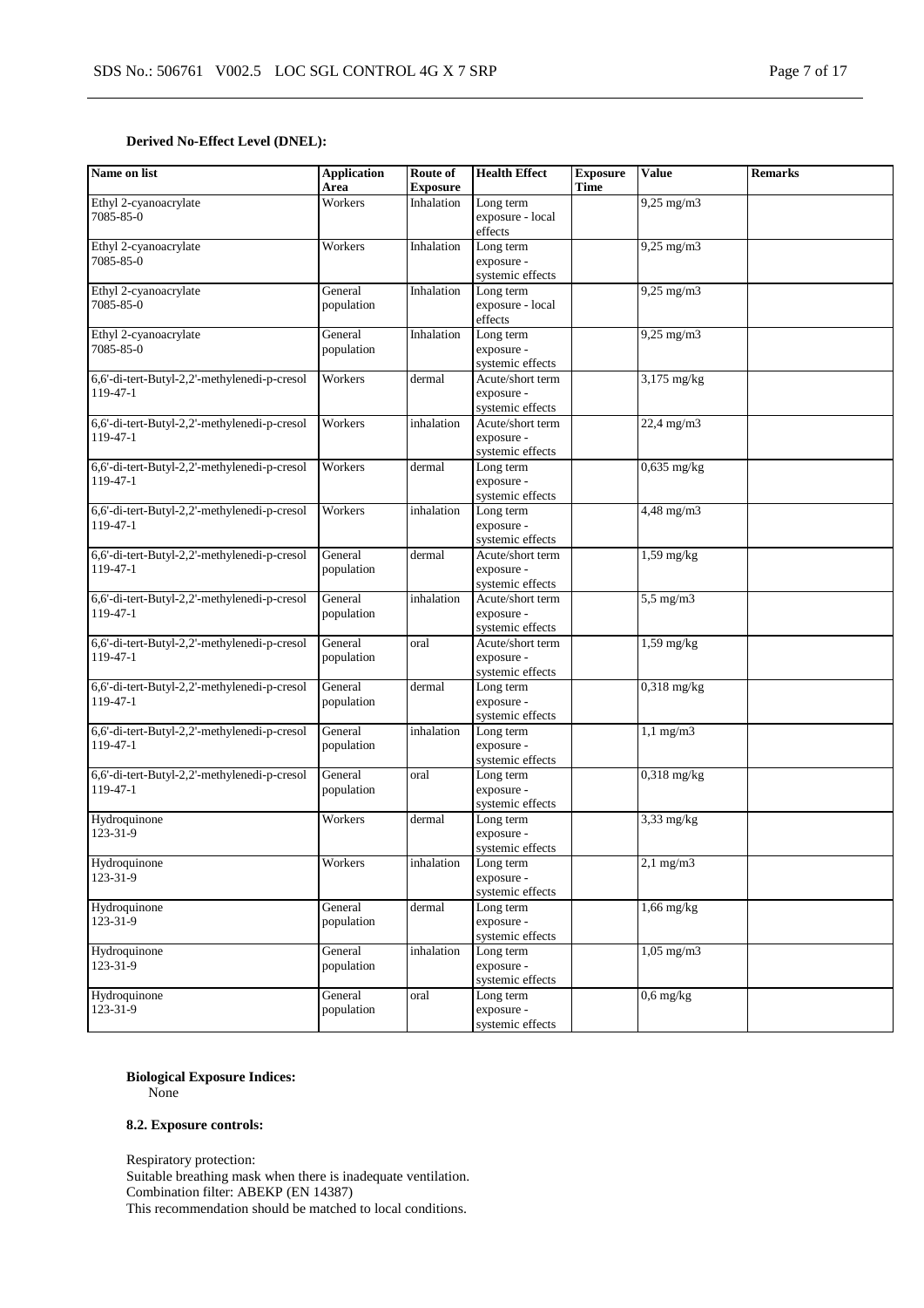**Derived No-Effect Level (DNEL):**

| Name on list | Application Area | Route of Exposure | Health Effect | Exposure Time | Value | Remarks |
|---|---|---|---|---|---|---|
| Ethyl 2-cyanoacrylate<br>7085-85-0 | Workers | Inhalation | Long term exposure - local effects | | 9,25 mg/m3 | |
| Ethyl 2-cyanoacrylate<br>7085-85-0 | Workers | Inhalation | Long term exposure - systemic effects | | 9,25 mg/m3 | |
| Ethyl 2-cyanoacrylate<br>7085-85-0 | General population | Inhalation | Long term exposure - local effects | | 9,25 mg/m3 | |
| Ethyl 2-cyanoacrylate<br>7085-85-0 | General population | Inhalation | Long term exposure - systemic effects | | 9,25 mg/m3 | |
| 6,6'-di-tert-Butyl-2,2'-methylenedi-p-cresol<br>119-47-1 | Workers | dermal | Acute/short term exposure - systemic effects | | 3,175 mg/kg | |
| 6,6'-di-tert-Butyl-2,2'-methylenedi-p-cresol<br>119-47-1 | Workers | inhalation | Acute/short term exposure - systemic effects | | 22,4 mg/m3 | |
| 6,6'-di-tert-Butyl-2,2'-methylenedi-p-cresol<br>119-47-1 | Workers | dermal | Long term exposure - systemic effects | | 0,635 mg/kg | |
| 6,6'-di-tert-Butyl-2,2'-methylenedi-p-cresol<br>119-47-1 | Workers | inhalation | Long term exposure - systemic effects | | 4,48 mg/m3 | |
| 6,6'-di-tert-Butyl-2,2'-methylenedi-p-cresol<br>119-47-1 | General population | dermal | Acute/short term exposure - systemic effects | | 1,59 mg/kg | |
| 6,6'-di-tert-Butyl-2,2'-methylenedi-p-cresol<br>119-47-1 | General population | inhalation | Acute/short term exposure - systemic effects | | 5,5 mg/m3 | |
| 6,6'-di-tert-Butyl-2,2'-methylenedi-p-cresol<br>119-47-1 | General population | oral | Acute/short term exposure - systemic effects | | 1,59 mg/kg | |
| 6,6'-di-tert-Butyl-2,2'-methylenedi-p-cresol<br>119-47-1 | General population | dermal | Long term exposure - systemic effects | | 0,318 mg/kg | |
| 6,6'-di-tert-Butyl-2,2'-methylenedi-p-cresol<br>119-47-1 | General population | inhalation | Long term exposure - systemic effects | | 1,1 mg/m3 | |
| 6,6'-di-tert-Butyl-2,2'-methylenedi-p-cresol<br>119-47-1 | General population | oral | Long term exposure - systemic effects | | 0,318 mg/kg | |
| Hydroquinone<br>123-31-9 | Workers | dermal | Long term exposure - systemic effects | | 3,33 mg/kg | |
| Hydroquinone<br>123-31-9 | Workers | inhalation | Long term exposure - systemic effects | | 2,1 mg/m3 | |
| Hydroquinone<br>123-31-9 | General population | dermal | Long term exposure - systemic effects | | 1,66 mg/kg | |
| Hydroquinone<br>123-31-9 | General population | inhalation | Long term exposure - systemic effects | | 1,05 mg/m3 | |
| Hydroquinone<br>123-31-9 | General population | oral | Long term exposure - systemic effects | | 0,6 mg/kg | |

**Biological Exposure Indices:**
None

**8.2. Exposure controls:**

Respiratory protection:
Suitable breathing mask when there is inadequate ventilation.
Combination filter: ABEKP (EN 14387)
This recommendation should be matched to local conditions.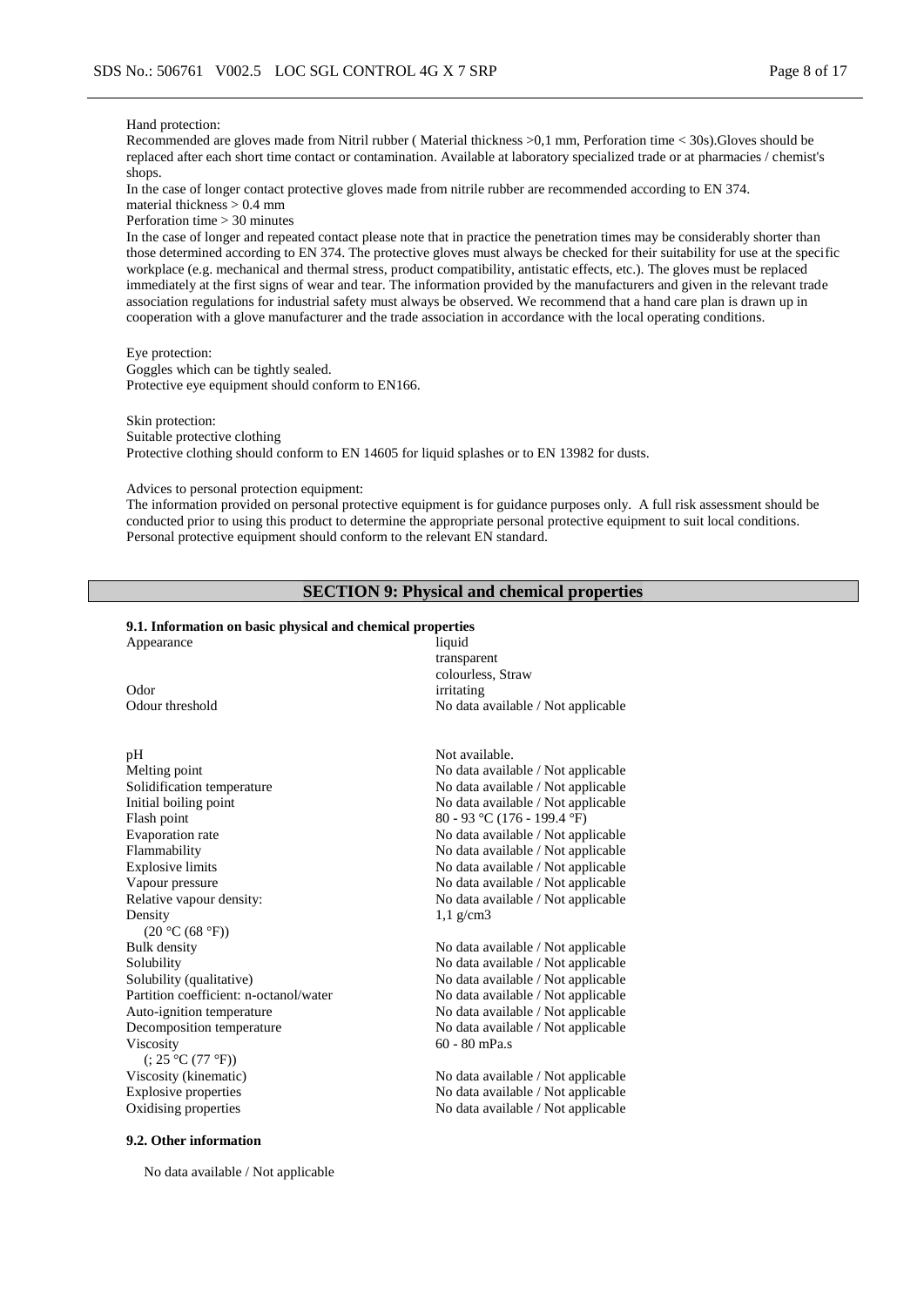Hand protection:

Recommended are gloves made from Nitril rubber ( Material thickness >0,1 mm, Perforation time < 30s).Gloves should be replaced after each short time contact or contamination. Available at laboratory specialized trade or at pharmacies / chemist's shops.

In the case of longer contact protective gloves made from nitrile rubber are recommended according to EN 374.
material thickness > 0.4 mm
Perforation time > 30 minutes

In the case of longer and repeated contact please note that in practice the penetration times may be considerably shorter than those determined according to EN 374. The protective gloves must always be checked for their suitability for use at the specific workplace (e.g. mechanical and thermal stress, product compatibility, antistatic effects, etc.). The gloves must be replaced immediately at the first signs of wear and tear. The information provided by the manufacturers and given in the relevant trade association regulations for industrial safety must always be observed. We recommend that a hand care plan is drawn up in cooperation with a glove manufacturer and the trade association in accordance with the local operating conditions.

Eye protection:
Goggles which can be tightly sealed.
Protective eye equipment should conform to EN166.

Skin protection:
Suitable protective clothing
Protective clothing should conform to EN 14605 for liquid splashes or to EN 13982 for dusts.

Advices to personal protection equipment:
The information provided on personal protective equipment is for guidance purposes only. A full risk assessment should be conducted prior to using this product to determine the appropriate personal protective equipment to suit local conditions. Personal protective equipment should conform to the relevant EN standard.

## SECTION 9: Physical and chemical properties

### 9.1. Information on basic physical and chemical properties

| Property | Value |
|---|---|
| Appearance | liquid<br>transparent<br>colourless, Straw |
| Odor | irritating |
| Odour threshold | No data available / Not applicable |
| pH | Not available. |
| Melting point | No data available / Not applicable |
| Solidification temperature | No data available / Not applicable |
| Initial boiling point | No data available / Not applicable |
| Flash point | 80 - 93 °C (176 - 199.4 °F) |
| Evaporation rate | No data available / Not applicable |
| Flammability | No data available / Not applicable |
| Explosive limits | No data available / Not applicable |
| Vapour pressure | No data available / Not applicable |
| Relative vapour density: | No data available / Not applicable |
| Density<br>(20 °C (68 °F)) | 1,1 g/cm3 |
| Bulk density | No data available / Not applicable |
| Solubility | No data available / Not applicable |
| Solubility (qualitative) | No data available / Not applicable |
| Partition coefficient: n-octanol/water | No data available / Not applicable |
| Auto-ignition temperature | No data available / Not applicable |
| Decomposition temperature | No data available / Not applicable |
| Viscosity<br>(; 25 °C (77 °F)) | 60 - 80 mPa.s |
| Viscosity (kinematic) | No data available / Not applicable |
| Explosive properties | No data available / Not applicable |
| Oxidising properties | No data available / Not applicable |

### 9.2. Other information

No data available / Not applicable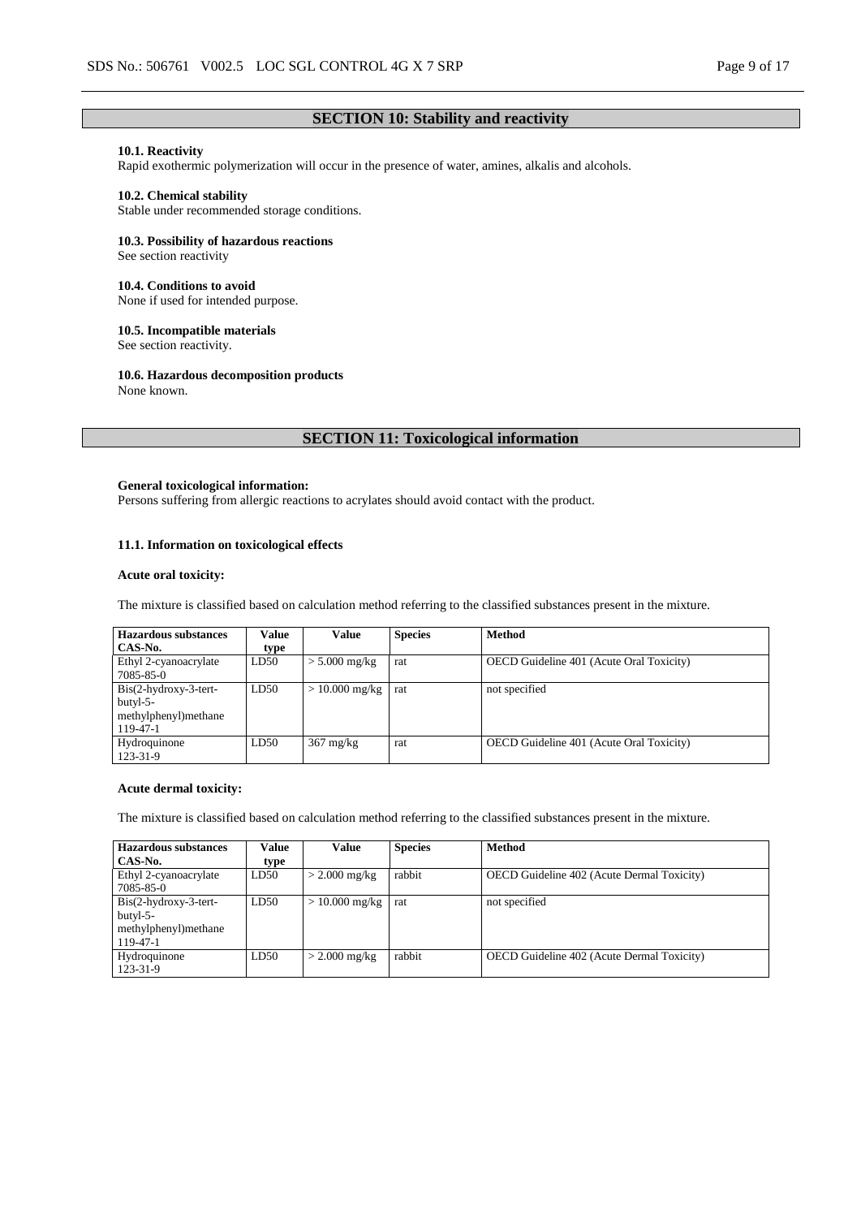## SECTION 10: Stability and reactivity

**10.1. Reactivity**
Rapid exothermic polymerization will occur in the presence of water, amines, alkalis and alcohols.

**10.2. Chemical stability**
Stable under recommended storage conditions.

**10.3. Possibility of hazardous reactions**
See section reactivity

**10.4. Conditions to avoid**
None if used for intended purpose.

**10.5. Incompatible materials**
See section reactivity.

**10.6. Hazardous decomposition products**
None known.

## SECTION 11: Toxicological information

**General toxicological information:**
Persons suffering from allergic reactions to acrylates should avoid contact with the product.

**11.1. Information on toxicological effects**

**Acute oral toxicity:**

The mixture is classified based on calculation method referring to the classified substances present in the mixture.

| Hazardous substances CAS-No. | Value type | Value | Species | Method |
|---|---|---|---|---|
| Ethyl 2-cyanoacrylate 7085-85-0 | LD50 | > 5.000 mg/kg | rat | OECD Guideline 401 (Acute Oral Toxicity) |
| Bis(2-hydroxy-3-tert-butyl-5-methylphenyl)methane 119-47-1 | LD50 | > 10.000 mg/kg | rat | not specified |
| Hydroquinone 123-31-9 | LD50 | 367 mg/kg | rat | OECD Guideline 401 (Acute Oral Toxicity) |

**Acute dermal toxicity:**

The mixture is classified based on calculation method referring to the classified substances present in the mixture.

| Hazardous substances CAS-No. | Value type | Value | Species | Method |
|---|---|---|---|---|
| Ethyl 2-cyanoacrylate 7085-85-0 | LD50 | > 2.000 mg/kg | rabbit | OECD Guideline 402 (Acute Dermal Toxicity) |
| Bis(2-hydroxy-3-tert-butyl-5-methylphenyl)methane 119-47-1 | LD50 | > 10.000 mg/kg | rat | not specified |
| Hydroquinone 123-31-9 | LD50 | > 2.000 mg/kg | rabbit | OECD Guideline 402 (Acute Dermal Toxicity) |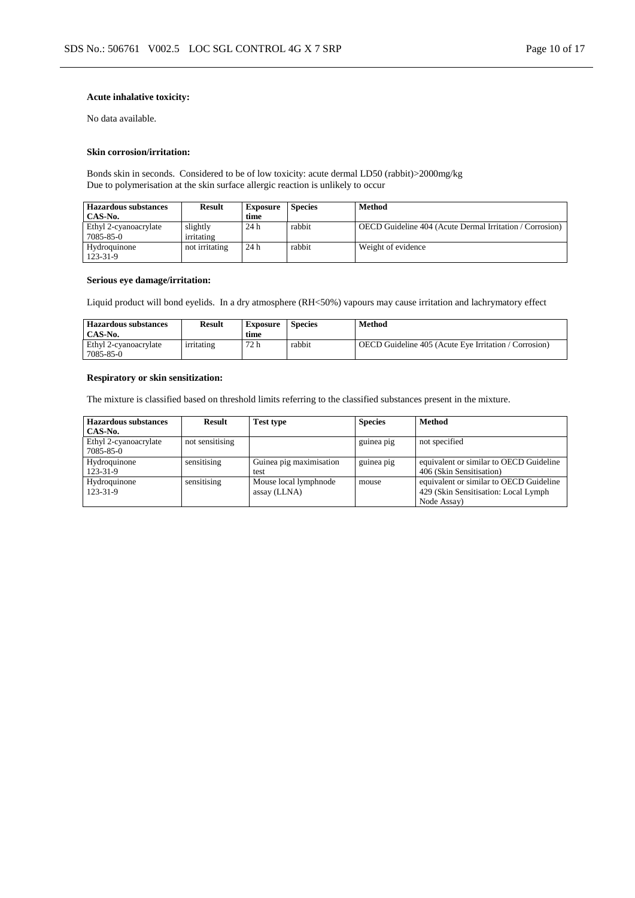**Acute inhalative toxicity:**

No data available.

**Skin corrosion/irritation:**

Bonds skin in seconds. Considered to be of low toxicity: acute dermal LD50 (rabbit)>2000mg/kg
Due to polymerisation at the skin surface allergic reaction is unlikely to occur

| Hazardous substances CAS-No. | Result | Exposure time | Species | Method |
|---|---|---|---|---|
| Ethyl 2-cyanoacrylate 7085-85-0 | slightly irritating | 24 h | rabbit | OECD Guideline 404 (Acute Dermal Irritation / Corrosion) |
| Hydroquinone 123-31-9 | not irritating | 24 h | rabbit | Weight of evidence |

**Serious eye damage/irritation:**

Liquid product will bond eyelids. In a dry atmosphere (RH<50%) vapours may cause irritation and lachrymatory effect

| Hazardous substances CAS-No. | Result | Exposure time | Species | Method |
|---|---|---|---|---|
| Ethyl 2-cyanoacrylate 7085-85-0 | irritating | 72 h | rabbit | OECD Guideline 405 (Acute Eye Irritation / Corrosion) |

**Respiratory or skin sensitization:**

The mixture is classified based on threshold limits referring to the classified substances present in the mixture.

| Hazardous substances CAS-No. | Result | Test type | Species | Method |
|---|---|---|---|---|
| Ethyl 2-cyanoacrylate 7085-85-0 | not sensitising | | guinea pig | not specified |
| Hydroquinone 123-31-9 | sensitising | Guinea pig maximisation test | guinea pig | equivalent or similar to OECD Guideline 406 (Skin Sensitisation) |
| Hydroquinone 123-31-9 | sensitising | Mouse local lymphnode assay (LLNA) | mouse | equivalent or similar to OECD Guideline 429 (Skin Sensitisation: Local Lymph Node Assay) |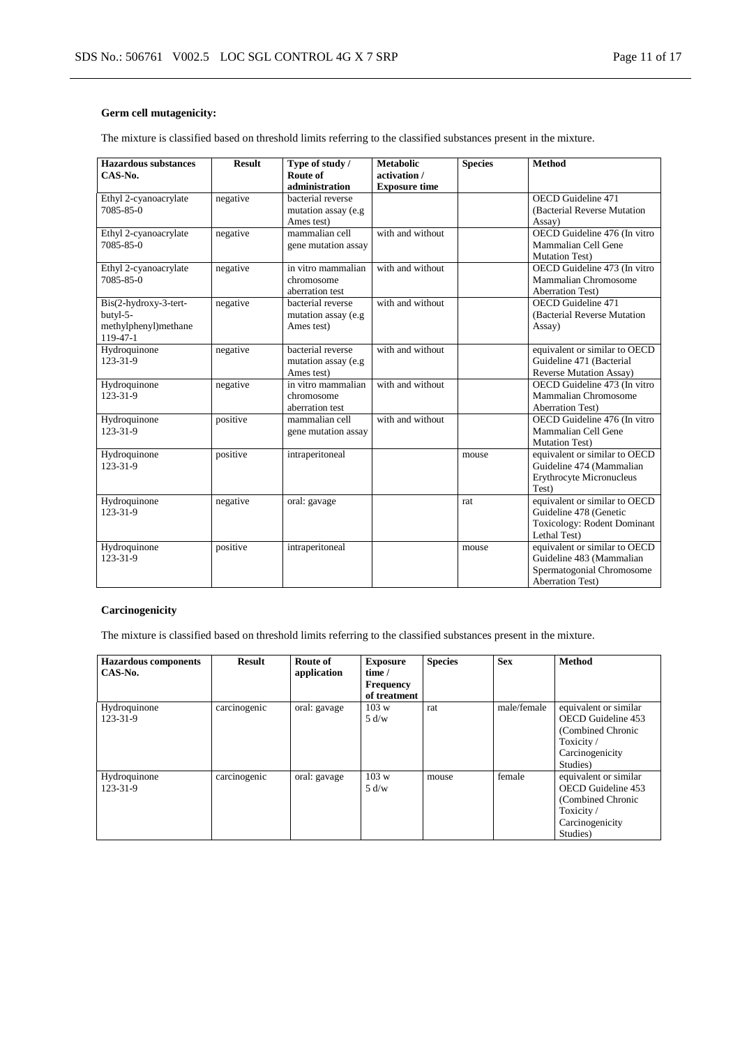**Germ cell mutagenicity:**

The mixture is classified based on threshold limits referring to the classified substances present in the mixture.

| Hazardous substances CAS-No. | Result | Type of study / Route of administration | Metabolic activation / Exposure time | Species | Method |
|---|---|---|---|---|---|
| Ethyl 2-cyanoacrylate 7085-85-0 | negative | bacterial reverse mutation assay (e.g Ames test) | | | OECD Guideline 471 (Bacterial Reverse Mutation Assay) |
| Ethyl 2-cyanoacrylate 7085-85-0 | negative | mammalian cell gene mutation assay | with and without | | OECD Guideline 476 (In vitro Mammalian Cell Gene Mutation Test) |
| Ethyl 2-cyanoacrylate 7085-85-0 | negative | in vitro mammalian chromosome aberration test | with and without | | OECD Guideline 473 (In vitro Mammalian Chromosome Aberration Test) |
| Bis(2-hydroxy-3-tert-butyl-5-methylphenyl)methane 119-47-1 | negative | bacterial reverse mutation assay (e.g Ames test) | with and without | | OECD Guideline 471 (Bacterial Reverse Mutation Assay) |
| Hydroquinone 123-31-9 | negative | bacterial reverse mutation assay (e.g Ames test) | with and without | | equivalent or similar to OECD Guideline 471 (Bacterial Reverse Mutation Assay) |
| Hydroquinone 123-31-9 | negative | in vitro mammalian chromosome aberration test | with and without | | OECD Guideline 473 (In vitro Mammalian Chromosome Aberration Test) |
| Hydroquinone 123-31-9 | positive | mammalian cell gene mutation assay | with and without | | OECD Guideline 476 (In vitro Mammalian Cell Gene Mutation Test) |
| Hydroquinone 123-31-9 | positive | intraperitoneal | | mouse | equivalent or similar to OECD Guideline 474 (Mammalian Erythrocyte Micronucleus Test) |
| Hydroquinone 123-31-9 | negative | oral: gavage | | rat | equivalent or similar to OECD Guideline 478 (Genetic Toxicology: Rodent Dominant Lethal Test) |
| Hydroquinone 123-31-9 | positive | intraperitoneal | | mouse | equivalent or similar to OECD Guideline 483 (Mammalian Spermatogonial Chromosome Aberration Test) |

**Carcinogenicity**

The mixture is classified based on threshold limits referring to the classified substances present in the mixture.

| Hazardous components CAS-No. | Result | Route of application | Exposure time / Frequency of treatment | Species | Sex | Method |
|---|---|---|---|---|---|---|
| Hydroquinone 123-31-9 | carcinogenic | oral: gavage | 103 w 5 d/w | rat | male/female | equivalent or similar OECD Guideline 453 (Combined Chronic Toxicity / Carcinogenicity Studies) |
| Hydroquinone 123-31-9 | carcinogenic | oral: gavage | 103 w 5 d/w | mouse | female | equivalent or similar OECD Guideline 453 (Combined Chronic Toxicity / Carcinogenicity Studies) |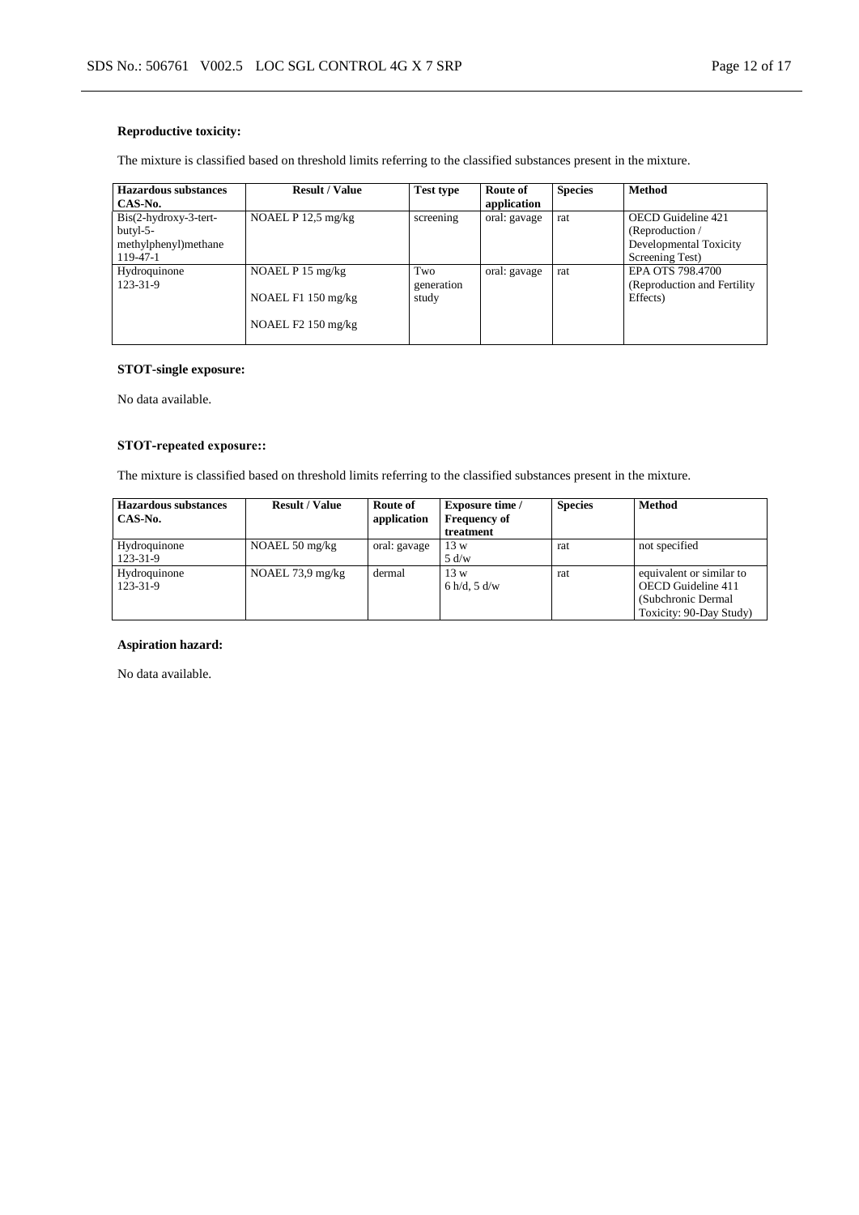**Reproductive toxicity:**

The mixture is classified based on threshold limits referring to the classified substances present in the mixture.

| Hazardous substances CAS-No. | Result / Value | Test type | Route of application | Species | Method |
|---|---|---|---|---|---|
| Bis(2-hydroxy-3-tert-butyl-5-methylphenyl)methane 119-47-1 | NOAEL P 12,5 mg/kg | screening | oral: gavage | rat | OECD Guideline 421 (Reproduction / Developmental Toxicity Screening Test) |
| Hydroquinone 123-31-9 | NOAEL P 15 mg/kg<br><br>NOAEL F1 150 mg/kg<br><br>NOAEL F2 150 mg/kg | Two generation study | oral: gavage | rat | EPA OTS 798.4700 (Reproduction and Fertility Effects) |

**STOT-single exposure:**

No data available.

**STOT-repeated exposure::**

The mixture is classified based on threshold limits referring to the classified substances present in the mixture.

| Hazardous substances CAS-No. | Result / Value | Route of application | Exposure time / Frequency of treatment | Species | Method |
|---|---|---|---|---|---|
| Hydroquinone 123-31-9 | NOAEL 50 mg/kg | oral: gavage | 13 w<br>5 d/w | rat | not specified |
| Hydroquinone 123-31-9 | NOAEL 73,9 mg/kg | dermal | 13 w<br>6 h/d, 5 d/w | rat | equivalent or similar to OECD Guideline 411 (Subchronic Dermal Toxicity: 90-Day Study) |

**Aspiration hazard:**

No data available.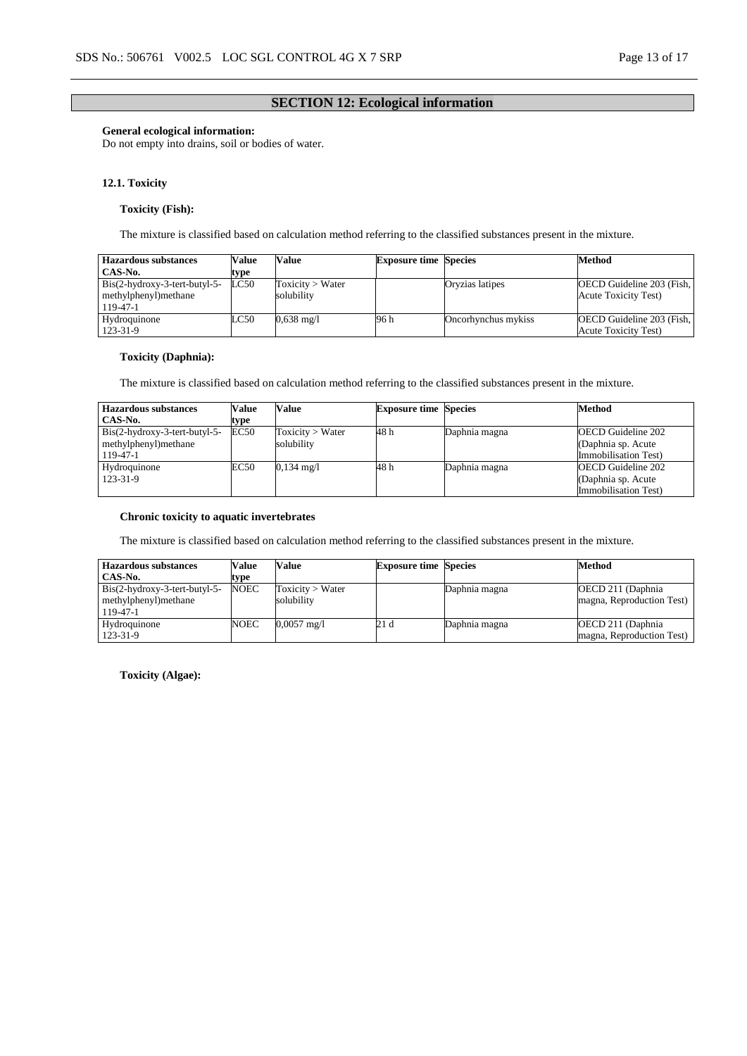## SECTION 12: Ecological information

**General ecological information:**
Do not empty into drains, soil or bodies of water.

### 12.1. Toxicity

**Toxicity (Fish):**

The mixture is classified based on calculation method referring to the classified substances present in the mixture.

| Hazardous substances CAS-No. | Value type | Value | Exposure time | Species | Method |
|---|---|---|---|---|---|
| Bis(2-hydroxy-3-tert-butyl-5-methylphenyl)methane 119-47-1 | LC50 | Toxicity > Water solubility | | Oryzias latipes | OECD Guideline 203 (Fish, Acute Toxicity Test) |
| Hydroquinone 123-31-9 | LC50 | 0,638 mg/l | 96 h | Oncorhynchus mykiss | OECD Guideline 203 (Fish, Acute Toxicity Test) |

**Toxicity (Daphnia):**

The mixture is classified based on calculation method referring to the classified substances present in the mixture.

| Hazardous substances CAS-No. | Value type | Value | Exposure time | Species | Method |
|---|---|---|---|---|---|
| Bis(2-hydroxy-3-tert-butyl-5-methylphenyl)methane 119-47-1 | EC50 | Toxicity > Water solubility | 48 h | Daphnia magna | OECD Guideline 202 (Daphnia sp. Acute Immobilisation Test) |
| Hydroquinone 123-31-9 | EC50 | 0,134 mg/l | 48 h | Daphnia magna | OECD Guideline 202 (Daphnia sp. Acute Immobilisation Test) |

**Chronic toxicity to aquatic invertebrates**

The mixture is classified based on calculation method referring to the classified substances present in the mixture.

| Hazardous substances CAS-No. | Value type | Value | Exposure time | Species | Method |
|---|---|---|---|---|---|
| Bis(2-hydroxy-3-tert-butyl-5-methylphenyl)methane 119-47-1 | NOEC | Toxicity > Water solubility | | Daphnia magna | OECD 211 (Daphnia magna, Reproduction Test) |
| Hydroquinone 123-31-9 | NOEC | 0,0057 mg/l | 21 d | Daphnia magna | OECD 211 (Daphnia magna, Reproduction Test) |

**Toxicity (Algae):**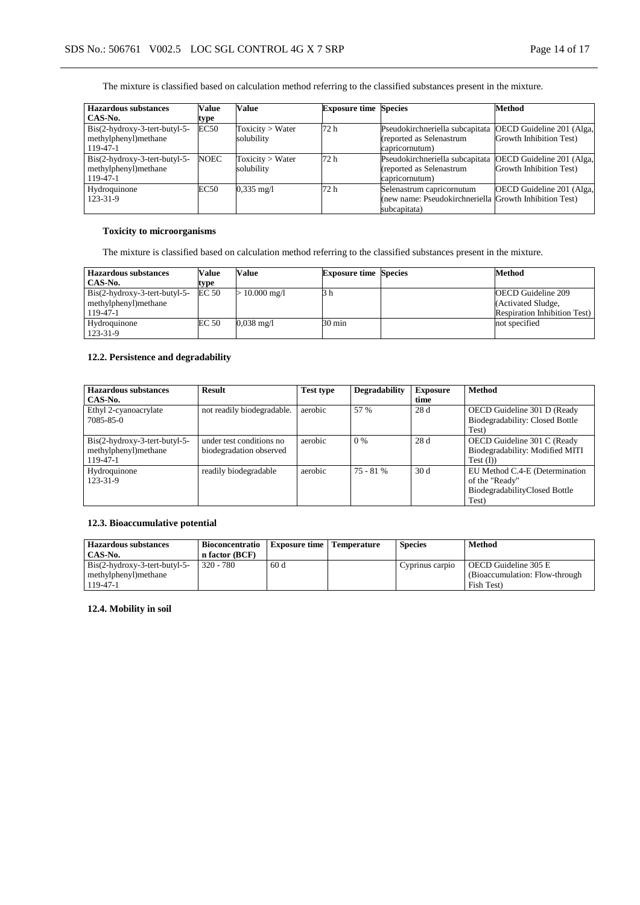The mixture is classified based on calculation method referring to the classified substances present in the mixture.

| Hazardous substances CAS-No. | Value type | Value | Exposure time | Species | Method |
|---|---|---|---|---|---|
| Bis(2-hydroxy-3-tert-butyl-5-methylphenyl)methane 119-47-1 | EC50 | Toxicity > Water solubility | 72 h | Pseudokirchneriella subcapitata (reported as Selenastrum capricornutum) | OECD Guideline 201 (Alga, Growth Inhibition Test) |
| Bis(2-hydroxy-3-tert-butyl-5-methylphenyl)methane 119-47-1 | NOEC | Toxicity > Water solubility | 72 h | Pseudokirchneriella subcapitata (reported as Selenastrum capricornutum) | OECD Guideline 201 (Alga, Growth Inhibition Test) |
| Hydroquinone 123-31-9 | EC50 | 0,335 mg/l | 72 h | Selenastrum capricornutum (new name: Pseudokirchneriella subcapitata) | OECD Guideline 201 (Alga, Growth Inhibition Test) |

### Toxicity to microorganisms

The mixture is classified based on calculation method referring to the classified substances present in the mixture.

| Hazardous substances CAS-No. | Value type | Value | Exposure time | Species | Method |
|---|---|---|---|---|---|
| Bis(2-hydroxy-3-tert-butyl-5-methylphenyl)methane 119-47-1 | EC 50 | > 10.000 mg/l | 3 h | | OECD Guideline 209 (Activated Sludge, Respiration Inhibition Test) |
| Hydroquinone 123-31-9 | EC 50 | 0,038 mg/l | 30 min | | not specified |

## 12.2. Persistence and degradability

| Hazardous substances CAS-No. | Result | Test type | Degradability | Exposure time | Method |
|---|---|---|---|---|---|
| Ethyl 2-cyanoacrylate 7085-85-0 | not readily biodegradable. | aerobic | 57 % | 28 d | OECD Guideline 301 D (Ready Biodegradability: Closed Bottle Test) |
| Bis(2-hydroxy-3-tert-butyl-5-methylphenyl)methane 119-47-1 | under test conditions no biodegradation observed | aerobic | 0 % | 28 d | OECD Guideline 301 C (Ready Biodegradability: Modified MITI Test (I)) |
| Hydroquinone 123-31-9 | readily biodegradable | aerobic | 75 - 81 % | 30 d | EU Method C.4-E (Determination of the "Ready" BiodegradabilityClosed Bottle Test) |

## 12.3. Bioaccumulative potential

| Hazardous substances CAS-No. | Bioconcentration factor (BCF) | Exposure time | Temperature | Species | Method |
|---|---|---|---|---|---|
| Bis(2-hydroxy-3-tert-butyl-5-methylphenyl)methane 119-47-1 | 320 - 780 | 60 d | | Cyprinus carpio | OECD Guideline 305 E (Bioaccumulation: Flow-through Fish Test) |

## 12.4. Mobility in soil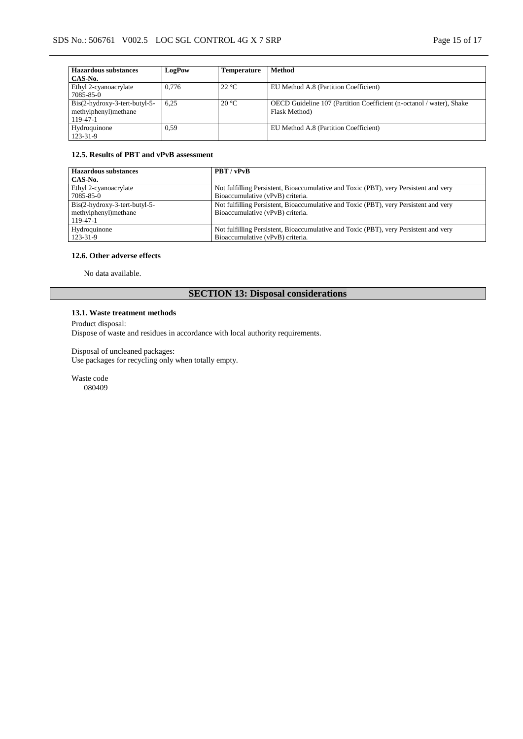| Hazardous substances<br>CAS-No. | LogPow | Temperature | Method |
|---|---|---|---|
| Ethyl 2-cyanoacrylate<br>7085-85-0 | 0,776 | 22 °C | EU Method A.8 (Partition Coefficient) |
| Bis(2-hydroxy-3-tert-butyl-5-methylphenyl)methane<br>119-47-1 | 6,25 | 20 °C | OECD Guideline 107 (Partition Coefficient (n-octanol / water), Shake Flask Method) |
| Hydroquinone<br>123-31-9 | 0,59 | | EU Method A.8 (Partition Coefficient) |

### 12.5. Results of PBT and vPvB assessment

| Hazardous substances<br>CAS-No. | PBT / vPvB |
|---|---|
| Ethyl 2-cyanoacrylate<br>7085-85-0 | Not fulfilling Persistent, Bioaccumulative and Toxic (PBT), very Persistent and very Bioaccumulative (vPvB) criteria. |
| Bis(2-hydroxy-3-tert-butyl-5-methylphenyl)methane<br>119-47-1 | Not fulfilling Persistent, Bioaccumulative and Toxic (PBT), very Persistent and very Bioaccumulative (vPvB) criteria. |
| Hydroquinone<br>123-31-9 | Not fulfilling Persistent, Bioaccumulative and Toxic (PBT), very Persistent and very Bioaccumulative (vPvB) criteria. |

### 12.6. Other adverse effects

No data available.

## SECTION 13: Disposal considerations

### 13.1. Waste treatment methods

Product disposal:
Dispose of waste and residues in accordance with local authority requirements.

Disposal of uncleaned packages:
Use packages for recycling only when totally empty.

Waste code
080409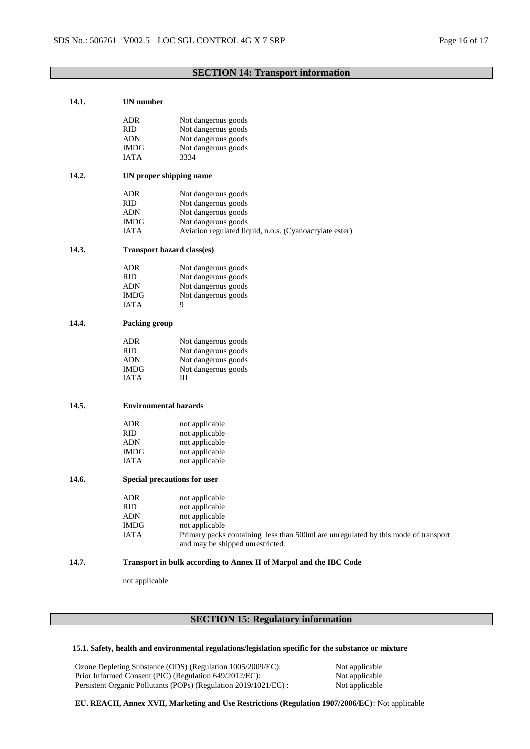## SECTION 14: Transport information

### 14.1. UN number

| | |
|---|---|
| ADR | Not dangerous goods |
| RID | Not dangerous goods |
| ADN | Not dangerous goods |
| IMDG | Not dangerous goods |
| IATA | 3334 |

### 14.2. UN proper shipping name

| | |
|---|---|
| ADR | Not dangerous goods |
| RID | Not dangerous goods |
| ADN | Not dangerous goods |
| IMDG | Not dangerous goods |
| IATA | Aviation regulated liquid, n.o.s. (Cyanoacrylate ester) |

### 14.3. Transport hazard class(es)

| | |
|---|---|
| ADR | Not dangerous goods |
| RID | Not dangerous goods |
| ADN | Not dangerous goods |
| IMDG | Not dangerous goods |
| IATA | 9 |

### 14.4. Packing group

| | |
|---|---|
| ADR | Not dangerous goods |
| RID | Not dangerous goods |
| ADN | Not dangerous goods |
| IMDG | Not dangerous goods |
| IATA | III |

### 14.5. Environmental hazards

| | |
|---|---|
| ADR | not applicable |
| RID | not applicable |
| ADN | not applicable |
| IMDG | not applicable |
| IATA | not applicable |

### 14.6. Special precautions for user

| | |
|---|---|
| ADR | not applicable |
| RID | not applicable |
| ADN | not applicable |
| IMDG | not applicable |
| IATA | Primary packs containing less than 500ml are unregulated by this mode of transport and may be shipped unrestricted. |

### 14.7. Transport in bulk according to Annex II of Marpol and the IBC Code

not applicable

## SECTION 15: Regulatory information

### 15.1. Safety, health and environmental regulations/legislation specific for the substance or mixture

| | |
|---|---|
| Ozone Depleting Substance (ODS) (Regulation 1005/2009/EC): | Not applicable |
| Prior Informed Consent (PIC) (Regulation 649/2012/EC): | Not applicable |
| Persistent Organic Pollutants (POPs) (Regulation 2019/1021/EC) : | Not applicable |

**EU. REACH, Annex XVII, Marketing and Use Restrictions (Regulation 1907/2006/EC)**: Not applicable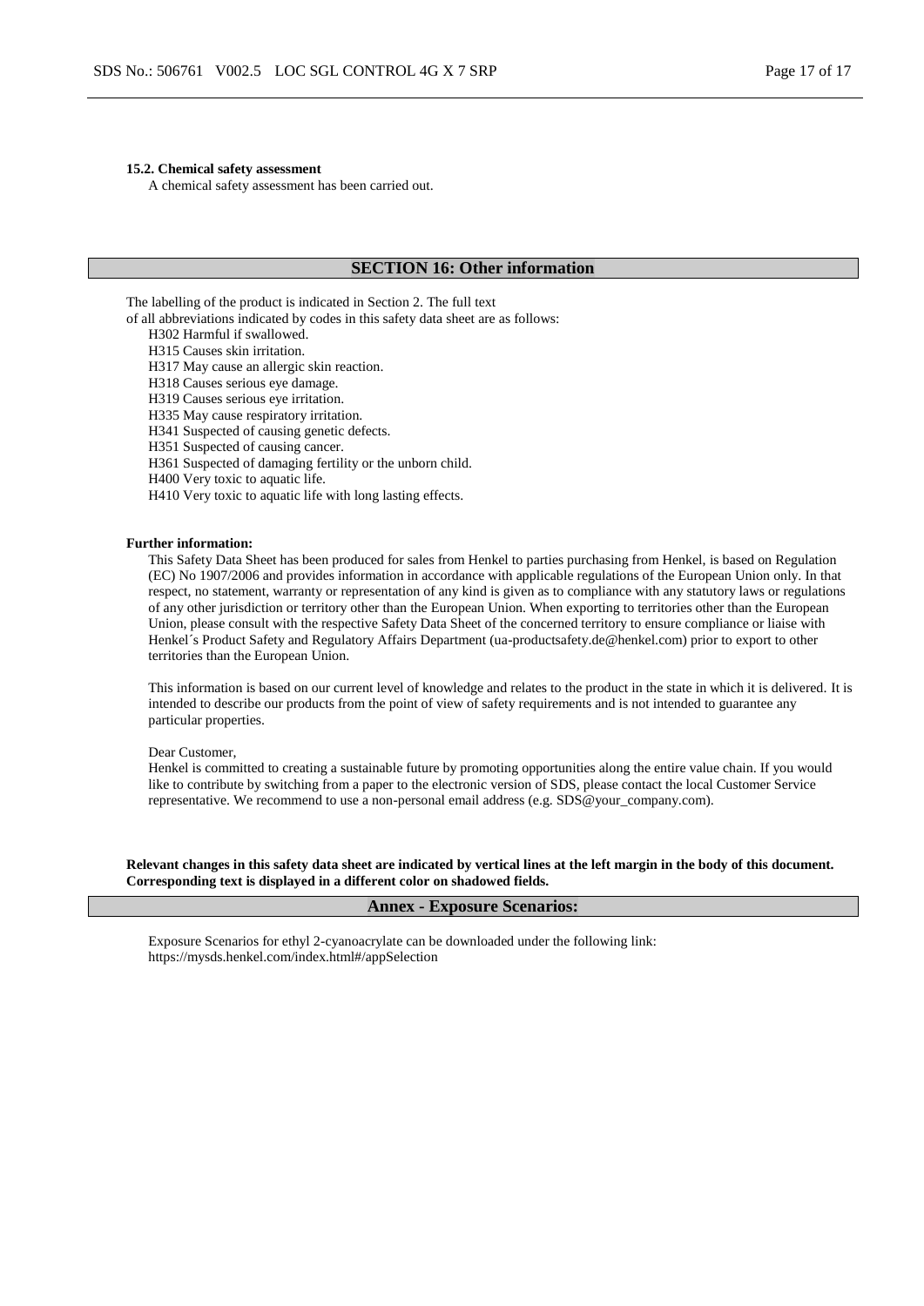### 15.2. Chemical safety assessment

A chemical safety assessment has been carried out.

## SECTION 16: Other information

The labelling of the product is indicated in Section 2. The full text of all abbreviations indicated by codes in this safety data sheet are as follows:

H302 Harmful if swallowed.
H315 Causes skin irritation.
H317 May cause an allergic skin reaction.
H318 Causes serious eye damage.
H319 Causes serious eye irritation.
H335 May cause respiratory irritation.
H341 Suspected of causing genetic defects.
H351 Suspected of causing cancer.
H361 Suspected of damaging fertility or the unborn child.
H400 Very toxic to aquatic life.
H410 Very toxic to aquatic life with long lasting effects.

**Further information:**

This Safety Data Sheet has been produced for sales from Henkel to parties purchasing from Henkel, is based on Regulation (EC) No 1907/2006 and provides information in accordance with applicable regulations of the European Union only. In that respect, no statement, warranty or representation of any kind is given as to compliance with any statutory laws or regulations of any other jurisdiction or territory other than the European Union. When exporting to territories other than the European Union, please consult with the respective Safety Data Sheet of the concerned territory to ensure compliance or liaise with Henkel´s Product Safety and Regulatory Affairs Department (ua-productsafety.de@henkel.com) prior to export to other territories than the European Union.

This information is based on our current level of knowledge and relates to the product in the state in which it is delivered. It is intended to describe our products from the point of view of safety requirements and is not intended to guarantee any particular properties.

Dear Customer,
Henkel is committed to creating a sustainable future by promoting opportunities along the entire value chain. If you would like to contribute by switching from a paper to the electronic version of SDS, please contact the local Customer Service representative. We recommend to use a non-personal email address (e.g. SDS@your_company.com).

**Relevant changes in this safety data sheet are indicated by vertical lines at the left margin in the body of this document. Corresponding text is displayed in a different color on shadowed fields.**

## Annex - Exposure Scenarios:

Exposure Scenarios for ethyl 2-cyanoacrylate can be downloaded under the following link:
https://mysds.henkel.com/index.html#/appSelection